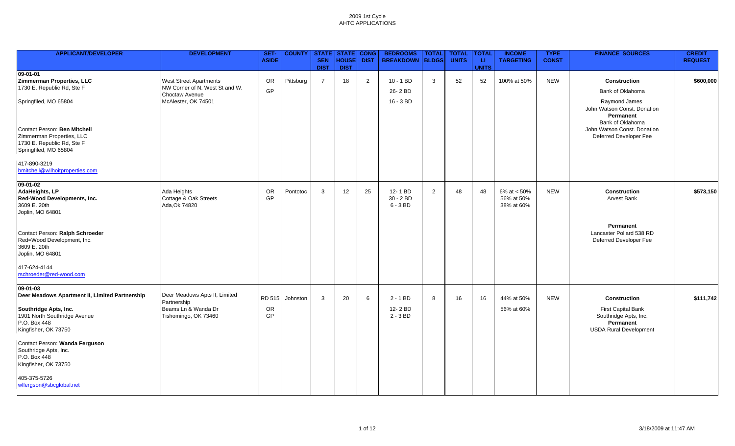# 2009 1st Cycle
## AHTC APPLICATIONS

| APPLICANT/DEVELOPER | DEVELOPMENT | SET-ASIDE | COUNTY | STATE SEN DIST | STATE HOUSE DIST | CONG DIST | BEDROOMS BREAKDOWN | TOTAL BLDGS | TOTAL UNITS | TOTAL LI UNITS | INCOME TARGETING | TYPE CONST | FINANCE SOURCES | CREDIT REQUEST |
|---|---|---|---|---|---|---|---|---|---|---|---|---|---|---|
| **09-01-01**<br>**Zimmerman Properties, LLC**<br>1730 E. Republic Rd, Ste F<br>Springfiled, MO 65804<br><br>Contact Person: **Ben Mitchell**<br>Zimmerman Properties, LLC<br>1730 E. Republic Rd, Ste F<br>Springfiled, MO 65804<br><br>417-890-3219<br>bmitchell@wilhoitproperties.com | West Street Apartments<br>NW Corner of N. West St and W. Choctaw Avenue<br>McAlester, OK 74501 | OR<br>GP | Pittsburg | 7 | 18 | 2 | 10 - 1 BD<br>26- 2 BD<br>16 - 3 BD | 3 | 52 | 52 | 100% at 50% | NEW | **Construction**<br>Bank of Oklahoma<br>Raymond James<br>John Watson Const. Donation<br>**Permanent**<br>Bank of Oklahoma<br>John Watson Const. Donation<br>Deferred Developer Fee | $600,000 |
| **09-01-02**<br>**AdaHeights, LP**<br>**Red-Wood Developments, Inc.**<br>3609 E. 20th<br>Joplin, MO 64801<br><br>Contact Person: **Ralph Schroeder**<br>Red=Wood Development, Inc.<br>3609 E. 20th<br>Joplin, MO 64801<br><br>417-624-4144<br>rschroeder@red-wood.com | Ada Heights<br>Cottage & Oak Streets<br>Ada,Ok 74820 | OR<br>GP | Pontotoc | 3 | 12 | 25 | 12- 1 BD<br>30 - 2 BD<br>6 - 3 BD | 2 | 48 | 48 | 6% at < 50%<br>56% at 50%<br>38% at 60% | NEW | **Construction**<br>Arvest Bank<br><br>**Permanent**<br>Lancaster Pollard 538 RD<br>Deferred Developer Fee | $573,150 |
| **09-01-03**<br>**Deer Meadows Apartment II, Limited Partnership**<br><br>**Southridge Apts, Inc.**<br>1901 North Southridge Avenue<br>P.O. Box 448<br>Kingfisher, OK 73750<br><br>Contact Person: **Wanda Ferguson**<br>Southridge Apts, Inc.<br>P.O. Box 448<br>Kingfisher, OK 73750<br><br>405-375-5726<br>wlfergson@sbcglobal.net | Deer Meadows Apts II, Limited Partnership<br>Beams Ln & Wanda Dr<br>Tishomingo, OK 73460 | RD 515<br>OR<br>GP | Johnston | 3 | 20 | 6 | 2 - 1 BD<br>12- 2 BD<br>2 - 3 BD | 8 | 16 | 16 | 44% at 50%<br>56% at 60% | NEW | **Construction**<br>First Capital Bank<br>Southridge Apts, Inc.<br>**Permanent**<br>USDA Rural Development | $111,742 |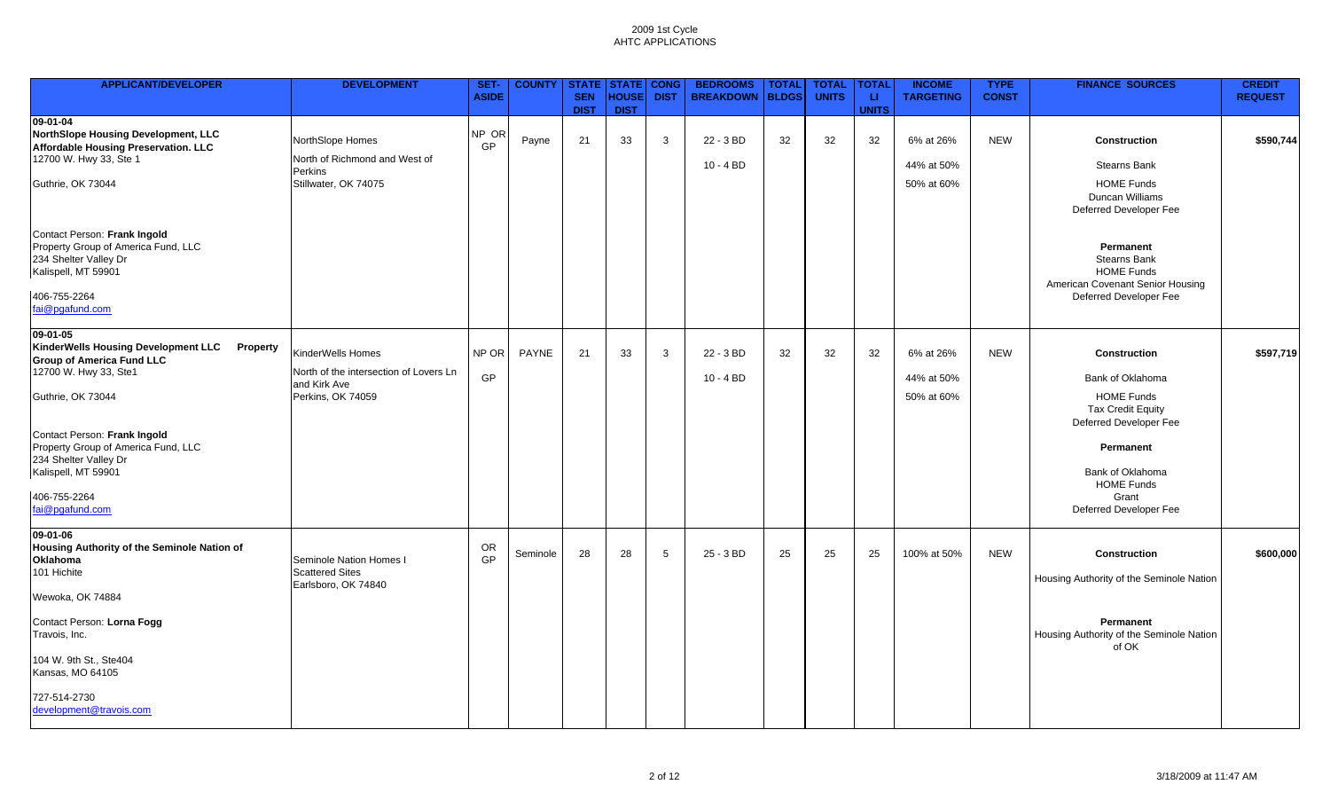# 2009 1st Cycle
## AHTC APPLICATIONS

| APPLICANT/DEVELOPER | DEVELOPMENT | SET-ASIDE | COUNTY | STATE SEN DIST | STATE HOUSE DIST | CONG DIST | BEDROOMS BREAKDOWN | TOTAL BLDGS | TOTAL UNITS | TOTAL LI UNITS | INCOME TARGETING | TYPE CONST | FINANCE SOURCES | CREDIT REQUEST |
|---|---|---|---|---|---|---|---|---|---|---|---|---|---|---|
| **09-01-04**<br>**NorthSlope Housing Development, LLC**<br>**Affordable Housing Preservation. LLC**<br>12700 W. Hwy 33, Ste 1<br>Guthrie, OK 73044<br><br>Contact Person: **Frank Ingold**<br>Property Group of America Fund, LLC<br>234 Shelter Valley Dr<br>Kalispell, MT 59901<br><br>406-755-2264<br>fai@pgafund.com | NorthSlope Homes<br>North of Richmond and West of Perkins<br>Stillwater, OK 74075 | NP OR GP | Payne | 21 | 33 | 3 | 22 - 3 BD<br>10 - 4 BD | 32 | 32 | 32 | 6% at 26%<br>44% at 50%<br>50% at 60% | NEW | **Construction**<br>Stearns Bank<br>HOME Funds<br>Duncan Williams<br>Deferred Developer Fee<br><br>**Permanent**<br>Stearns Bank<br>HOME Funds<br>American Covenant Senior Housing<br>Deferred Developer Fee | $590,744 |
| **09-01-05**<br>**KinderWells Housing Development LLC Property Group of America Fund LLC**<br>12700 W. Hwy 33, Ste1<br>Guthrie, OK 73044<br><br>Contact Person: **Frank Ingold**<br>Property Group of America Fund, LLC<br>234 Shelter Valley Dr<br>Kalispell, MT 59901<br><br>406-755-2264<br>fai@pgafund.com | KinderWells Homes<br>North of the intersection of Lovers Ln and Kirk Ave<br>Perkins, OK 74059 | NP OR GP | PAYNE | 21 | 33 | 3 | 22 - 3 BD<br>10 - 4 BD | 32 | 32 | 32 | 6% at 26%<br>44% at 50%<br>50% at 60% | NEW | **Construction**<br>Bank of Oklahoma<br>HOME Funds<br>Tax Credit Equity<br>Deferred Developer Fee<br><br>**Permanent**<br>Bank of Oklahoma<br>HOME Funds<br>Grant<br>Deferred Developer Fee | $597,719 |
| **09-01-06**<br>**Housing Authority of the Seminole Nation of Oklahoma**<br>101 Hichite<br>Wewoka, OK 74884<br><br>Contact Person: **Lorna Fogg**<br>Travois, Inc.<br>104 W. 9th St., Ste404<br>Kansas, MO 64105<br><br>727-514-2730<br>development@travois.com | Seminole Nation Homes I<br>Scattered Sites<br>Earlsboro, OK 74840 | OR GP | Seminole | 28 | 28 | 5 | 25 - 3 BD | 25 | 25 | 25 | 100% at 50% | NEW | **Construction**<br>Housing Authority of the Seminole Nation<br><br>**Permanent**<br>Housing Authority of the Seminole Nation of OK | $600,000 |

3/18/2009 at 11:47 AM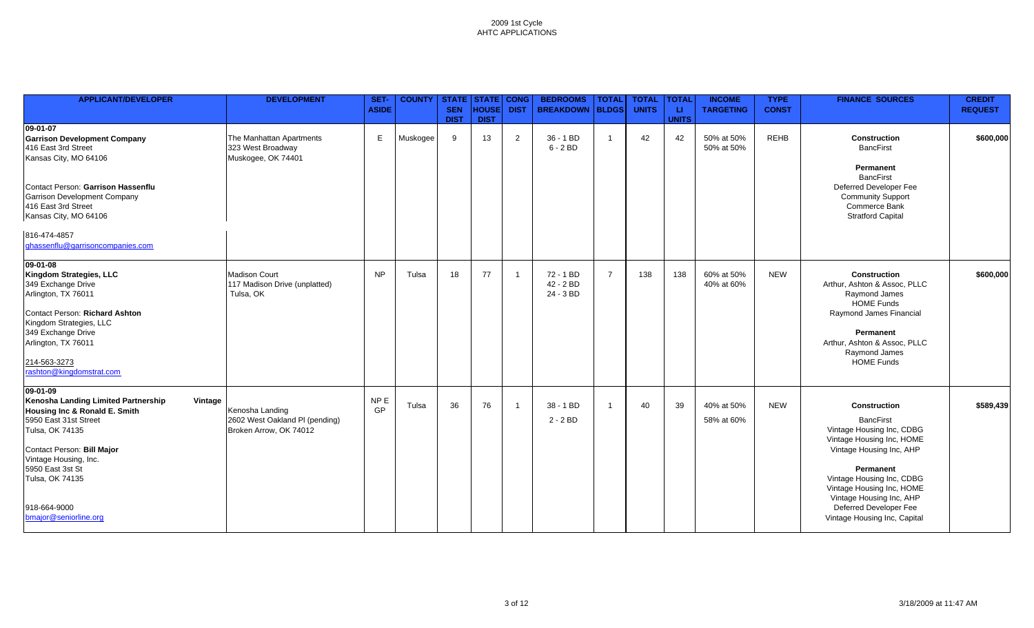2009 1st Cycle
AHTC APPLICATIONS

| APPLICANT/DEVELOPER | DEVELOPMENT | SET-ASIDE | COUNTY | STATE SEN DIST | STATE HOUSE DIST | CONG DIST | BEDROOMS BREAKDOWN | TOTAL BLDGS | TOTAL UNITS | TOTAL LI UNITS | INCOME TARGETING | TYPE CONST | FINANCE SOURCES | CREDIT REQUEST |
|---|---|---|---|---|---|---|---|---|---|---|---|---|---|---|
| **09-01-07**<br>**Garrison Development Company**<br>416 East 3rd Street<br>Kansas City, MO 64106<br><br>Contact Person: **Garrison Hassenflu**<br>Garrison Development Company<br>416 East 3rd Street<br>Kansas City, MO 64106<br><br>816-474-4857<br>ghassenflu@garrisoncompanies.com | The Manhattan Apartments<br>323 West Broadway<br>Muskogee, OK 74401 | E | Muskogee | 9 | 13 | 2 | 36 - 1 BD<br>6 - 2 BD | 1 | 42 | 42 | 50% at 50%<br>50% at 50% | REHB | **Construction**<br>BancFirst<br><br>**Permanent**<br>BancFirst<br>Deferred Developer Fee<br>Community Support<br>Commerce Bank<br>Stratford Capital | **$600,000** |
| **09-01-08**<br>**Kingdom Strategies, LLC**<br>349 Exchange Drive<br>Arlington, TX 76011<br><br>Contact Person: **Richard Ashton**<br>Kingdom Strategies, LLC<br>349 Exchange Drive<br>Arlington, TX 76011<br><br>214-563-3273<br>rashton@kingdomstrat.com | Madison Court<br>117 Madison Drive (unplatted)<br>Tulsa, OK | NP | Tulsa | 18 | 77 | 1 | 72 - 1 BD<br>42 - 2 BD<br>24 - 3 BD | 7 | 138 | 138 | 60% at 50%<br>40% at 60% | NEW | **Construction**<br>Arthur, Ashton & Assoc, PLLC<br>Raymond James<br>HOME Funds<br>Raymond James Financial<br><br>**Permanent**<br>Arthur, Ashton & Assoc, PLLC<br>Raymond James<br>HOME Funds | **$600,000** |
| **09-01-09**<br>**Kenosha Landing Limited Partnership Vintage Housing Inc & Ronald E. Smith**<br>5950 East 31st Street<br>Tulsa, OK 74135<br><br>Contact Person: **Bill Major**<br>Vintage Housing, Inc.<br>5950 East 3st St<br>Tulsa, OK 74135<br><br>918-664-9000<br>bmajor@seniorline.org | Kenosha Landing<br>2602 West Oakland Pl (pending)<br>Broken Arrow, OK 74012 | NP E<br>GP | Tulsa | 36 | 76 | 1 | 38 - 1 BD<br>2 - 2 BD | 1 | 40 | 39 | 40% at 50%<br>58% at 60% | NEW | **Construction**<br>BancFirst<br>Vintage Housing Inc, CDBG<br>Vintage Housing Inc, HOME<br>Vintage Housing Inc, AHP<br><br>**Permanent**<br>Vintage Housing Inc, CDBG<br>Vintage Housing Inc, HOME<br>Vintage Housing Inc, AHP<br>Deferred Developer Fee<br>Vintage Housing Inc, Capital | **$589,439** |

3/18/2009 at 11:47 AM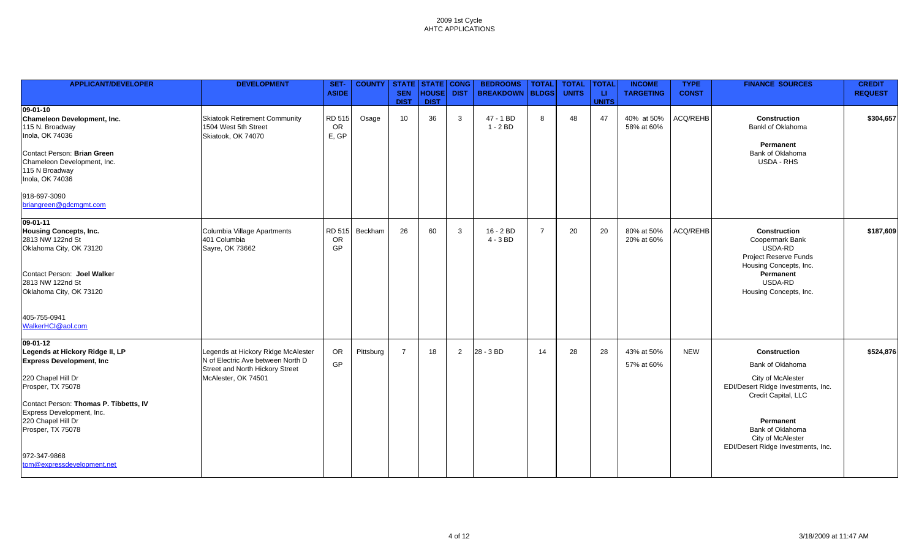2009 1st Cycle
AHTC APPLICATIONS

| APPLICANT/DEVELOPER | DEVELOPMENT | SET-ASIDE | COUNTY | STATE SEN DIST | STATE HOUSE DIST | CONG DIST | BEDROOMS BREAKDOWN | TOTAL BLDGS | TOTAL UNITS | TOTAL LI UNITS | INCOME TARGETING | TYPE CONST | FINANCE SOURCES | CREDIT REQUEST |
|---|---|---|---|---|---|---|---|---|---|---|---|---|---|---|
| **09-01-10**<br>**Chameleon Development, Inc.**<br>115 N. Broadway<br>Inola, OK 74036<br><br>Contact Person: **Brian Green**<br>Chameleon Development, Inc.<br>115 N Broadway<br>Inola, OK 74036<br><br>918-697-3090<br>briangreen@gdcmgmt.com | Skiatook Retirement Community<br>1504 West 5th Street<br>Skiatook, OK 74070 | RD 515<br>OR<br>E, GP | Osage | 10 | 36 | 3 | 47 - 1 BD<br>1 - 2 BD | 8 | 48 | 47 | 40% at 50%<br>58% at 60% | ACQ/REHB | **Construction**<br>Bankl of Oklahoma<br><br>**Permanent**<br>Bank of Oklahoma<br>USDA - RHS | **$304,657** |
| **09-01-11**<br>**Housing Concepts, Inc.**<br>2813 NW 122nd St<br>Oklahoma City, OK 73120<br><br>Contact Person: **Joel Walker**<br>2813 NW 122nd St<br>Oklahoma City, OK 73120<br><br>405-755-0941<br>WalkerHCI@aol.com | Columbia Village Apartments<br>401 Columbia<br>Sayre, OK 73662 | RD 515<br>OR<br>GP | Beckham | 26 | 60 | 3 | 16 - 2 BD<br>4 - 3 BD | 7 | 20 | 20 | 80% at 50%<br>20% at 60% | ACQ/REHB | **Construction**<br>Coopermark Bank<br>USDA-RD<br>Project Reserve Funds<br>Housing Concepts, Inc.<br>**Permanent**<br>USDA-RD<br>Housing Concepts, Inc. | **$187,609** |
| **09-01-12**<br>**Legends at Hickory Ridge II, LP**<br>**Express Development, Inc**<br><br>220 Chapel Hill Dr<br>Prosper, TX 75078<br><br>Contact Person: **Thomas P. Tibbetts, IV**<br>Express Development, Inc.<br>220 Chapel Hill Dr<br>Prosper, TX 75078<br><br>972-347-9868<br>tom@expressdevelopment.net | Legends at Hickory Ridge McAlester<br>N of Electric Ave between North D Street and North Hickory Street<br>McAlester, OK 74501 | OR<br>GP | Pittsburg | 7 | 18 | 2 | 28 - 3 BD | 14 | 28 | 28 | 43% at 50%<br>57% at 60% | NEW | **Construction**<br>Bank of Oklahoma<br><br>City of McAlester<br>EDI/Desert Ridge Investments, Inc.<br>Credit Capital, LLC<br><br>**Permanent**<br>Bank of Oklahoma<br>City of McAlester<br>EDI/Desert Ridge Investments, Inc. | **$524,876** |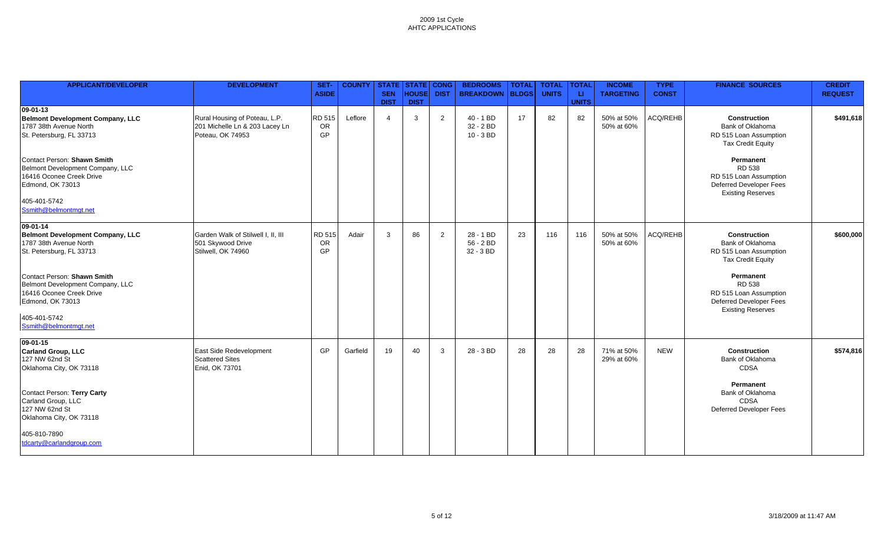2009 1st Cycle
AHTC APPLICATIONS

| APPLICANT/DEVELOPER | DEVELOPMENT | SET-ASIDE | COUNTY | STATE SEN DIST | STATE HOUSE DIST | CONG DIST | BEDROOMS BREAKDOWN | TOTAL BLDGS | TOTAL UNITS | TOTAL LI UNITS | INCOME TARGETING | TYPE CONST | FINANCE SOURCES | CREDIT REQUEST |
|---|---|---|---|---|---|---|---|---|---|---|---|---|---|---|
| **09-01-13**<br>**Belmont Development Company, LLC**<br>1787 38th Avenue North<br>St. Petersburg, FL 33713<br><br>Contact Person: **Shawn Smith**<br>Belmont Development Company, LLC<br>16416 Oconee Creek Drive<br>Edmond, OK 73013<br><br>405-401-5742<br>Ssmith@belmontmgt.net | Rural Housing of Poteau, L.P.<br>201 Michelle Ln & 203 Lacey Ln<br>Poteau, OK 74953 | RD 515<br>OR<br>GP | Leflore | 4 | 3 | 2 | 40 - 1 BD<br>32 - 2 BD<br>10 - 3 BD | 17 | 82 | 82 | 50% at 50%<br>50% at 60% | ACQ/REHB | **Construction**<br>Bank of Oklahoma<br>RD 515 Loan Assumption<br>Tax Credit Equity<br><br>**Permanent**<br>RD 538<br>RD 515 Loan Assumption<br>Deferred Developer Fees<br>Existing Reserves | $491,618 |
| **09-01-14**<br>**Belmont Development Company, LLC**<br>1787 38th Avenue North<br>St. Petersburg, FL 33713<br><br>Contact Person: **Shawn Smith**<br>Belmont Development Company, LLC<br>16416 Oconee Creek Drive<br>Edmond, OK 73013<br><br>405-401-5742<br>Ssmith@belmontmgt.net | Garden Walk of Stilwell I, II, III<br>501 Skywood Drive<br>Stilwell, OK 74960 | RD 515<br>OR<br>GP | Adair | 3 | 86 | 2 | 28 - 1 BD<br>56 - 2 BD<br>32 - 3 BD | 23 | 116 | 116 | 50% at 50%<br>50% at 60% | ACQ/REHB | **Construction**<br>Bank of Oklahoma<br>RD 515 Loan Assumption<br>Tax Credit Equity<br><br>**Permanent**<br>RD 538<br>RD 515 Loan Assumption<br>Deferred Developer Fees<br>Existing Reserves | $600,000 |
| **09-01-15**<br>**Carland Group, LLC**<br>127 NW 62nd St<br>Oklahoma City, OK 73118<br><br>Contact Person: **Terry Carty**<br>Carland Group, LLC<br>127 NW 62nd St<br>Oklahoma City, OK 73118<br><br>405-810-7890<br>tdcarty@carlandgroup.com | East Side Redevelopment<br>Scattered Sites<br>Enid, OK 73701 | GP | Garfield | 19 | 40 | 3 | 28 - 3 BD | 28 | 28 | 28 | 71% at 50%<br>29% at 60% | NEW | **Construction**<br>Bank of Oklahoma<br>CDSA<br><br>**Permanent**<br>Bank of Oklahoma<br>CDSA<br>Deferred Developer Fees | $574,816 |

3/18/2009 at 11:47 AM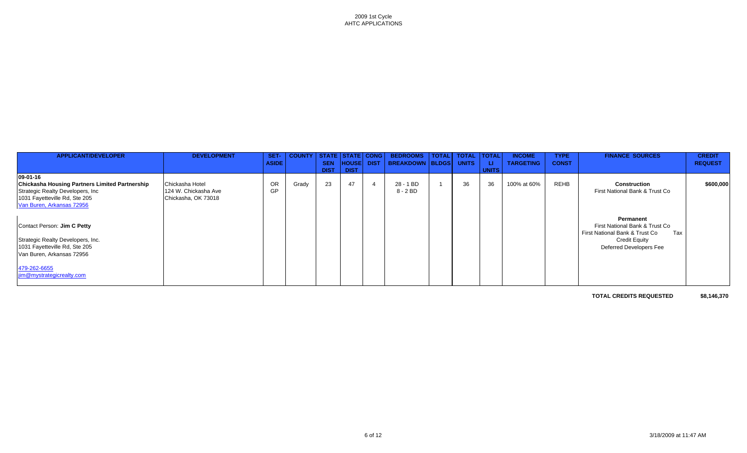# 2009 1st Cycle
## AHTC APPLICATIONS

| APPLICANT/DEVELOPER | DEVELOPMENT | SET-ASIDE | COUNTY | STATE SEN DIST | STATE HOUSE DIST | CONG DIST | BEDROOMS BREAKDOWN | TOTAL BLDGS | TOTAL UNITS | TOTAL LI UNITS | INCOME TARGETING | TYPE CONST | FINANCE SOURCES | CREDIT REQUEST |
|---|---|---|---|---|---|---|---|---|---|---|---|---|---|---|
| 09-01-16<br>**Chickasha Housing Partners Limited Partnership**<br>Strategic Realty Developers, Inc<br>1031 Fayetteville Rd, Ste 205<br>Van Buren, Arkansas 72956<br><br>Contact Person: **Jim C Petty**<br><br>Strategic Realty Developers, Inc.<br>1031 Fayetteville Rd, Ste 205<br>Van Buren, Arkansas 72956<br><br>479-262-6655<br>jim@mystrategicrealty.com | Chickasha Hotel<br>124 W. Chickasha Ave<br>Chickasha, OK 73018 | OR<br>GP | Grady | 23 | 47 | 4 | 28 - 1 BD<br>8 - 2 BD | 1 | 36 | 36 | 100% at 60% | REHB | **Construction**<br>First National Bank & Trust Co<br><br>**Permanent**<br>First National Bank & Trust Co<br>First National Bank & Trust Co Tax Credit Equity<br>Deferred Developers Fee | $600,000 |

**TOTAL CREDITS REQUESTED** **$8,146,370**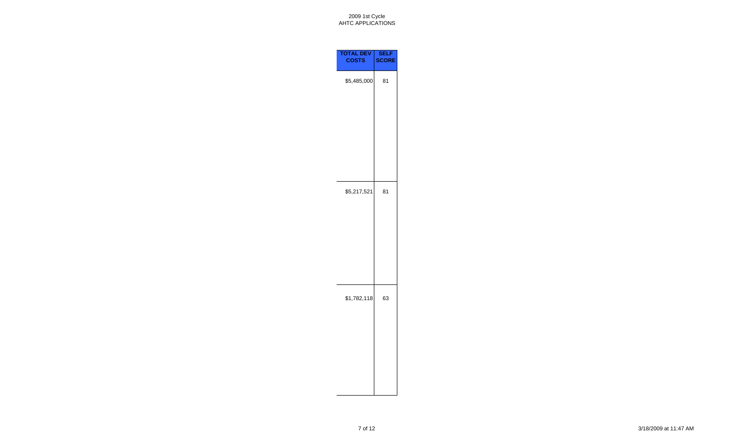2009 1st Cycle
AHTC APPLICATIONS

| TOTAL DEV COSTS | SELF SCORE |
|---|---|
| $5,485,000 | 81 |
| $5,217,521 | 81 |
| $1,782,118 | 63 |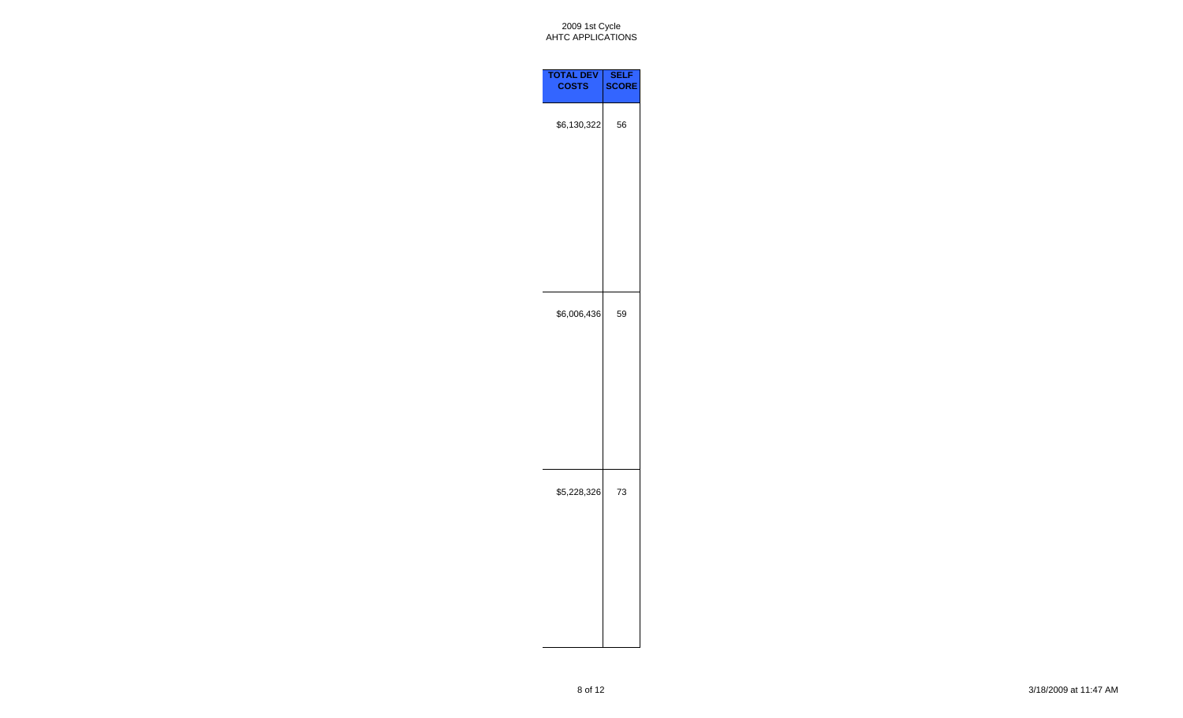2009 1st Cycle
AHTC APPLICATIONS

| TOTAL DEV COSTS | SELF SCORE |
| --- | --- |
| $6,130,322 | 56 |
| $6,006,436 | 59 |
| $5,228,326 | 73 |

3/18/2009 at 11:47 AM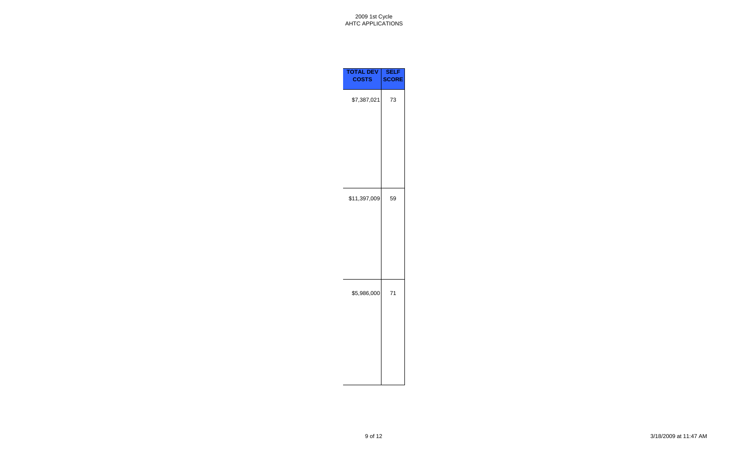2009 1st Cycle
AHTC APPLICATIONS

| TOTAL DEV COSTS | SELF SCORE |
| --- | --- |
| $7,387,021 | 73 |
| $11,397,009 | 59 |
| $5,986,000 | 71 |

3/18/2009 at 11:47 AM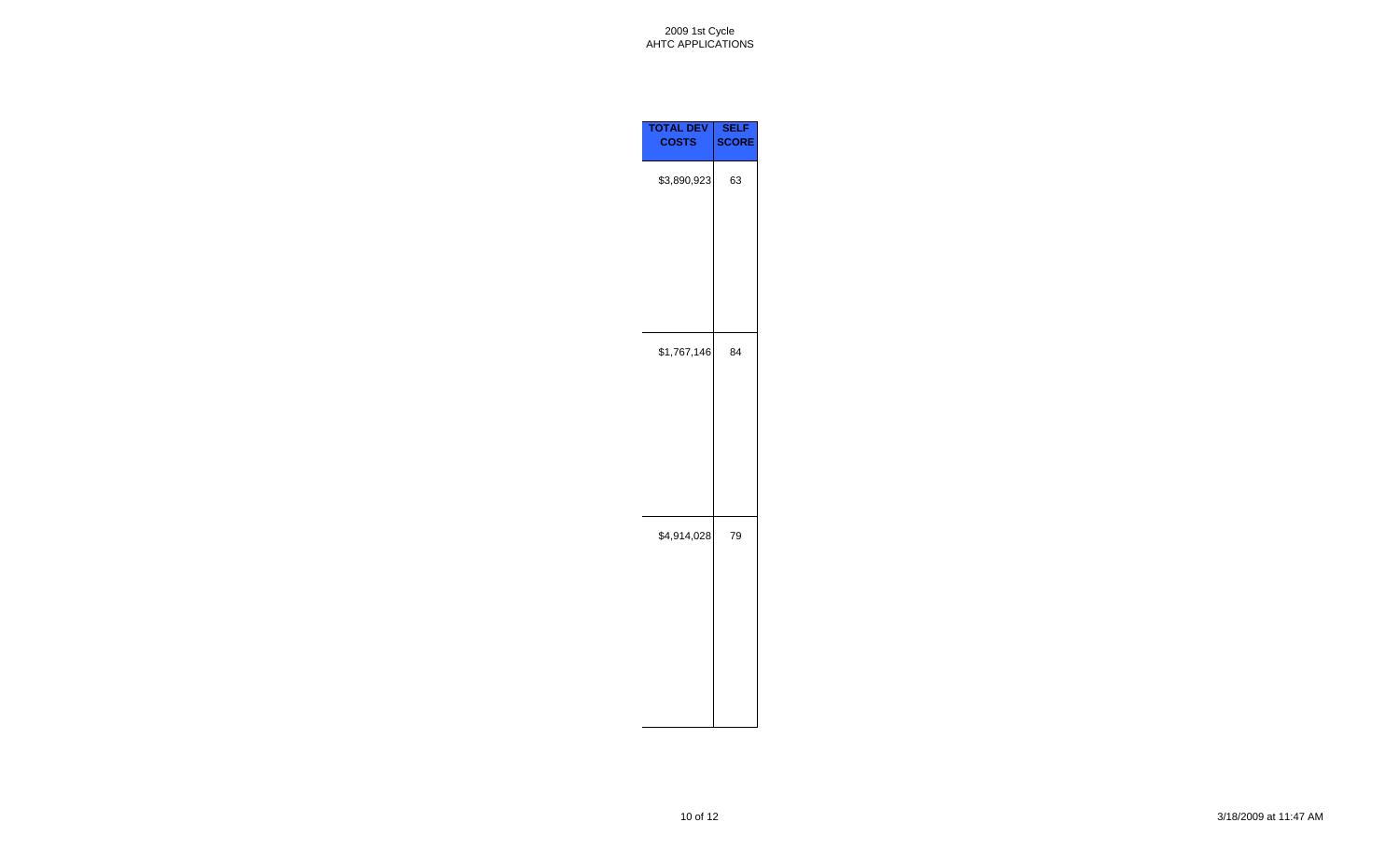2009 1st Cycle
AHTC APPLICATIONS

| TOTAL DEV COSTS | SELF SCORE |
|---|---|
| $3,890,923 | 63 |
| $1,767,146 | 84 |
| $4,914,028 | 79 |

3/18/2009 at 11:47 AM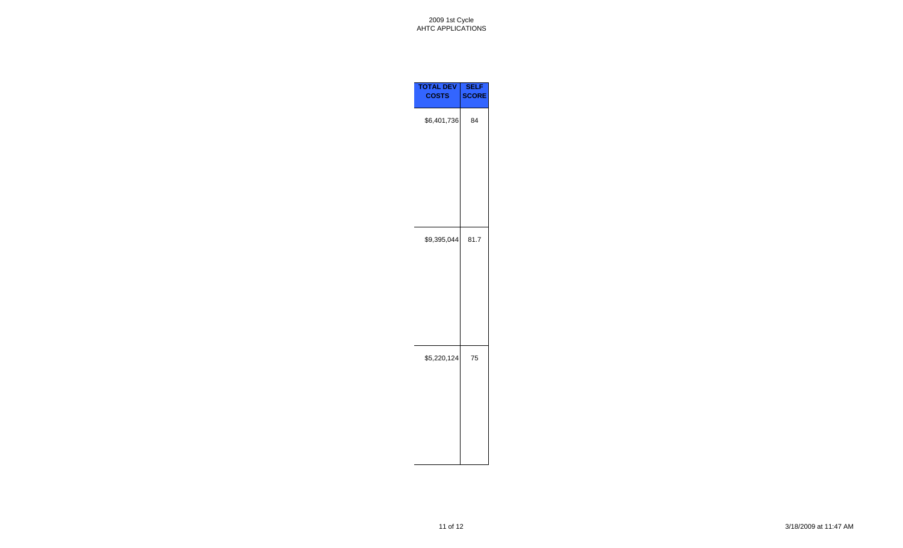2009 1st Cycle
AHTC APPLICATIONS

| TOTAL DEV COSTS | SELF SCORE |
|---|---|
| $6,401,736 | 84 |
| $9,395,044 | 81.7 |
| $5,220,124 | 75 |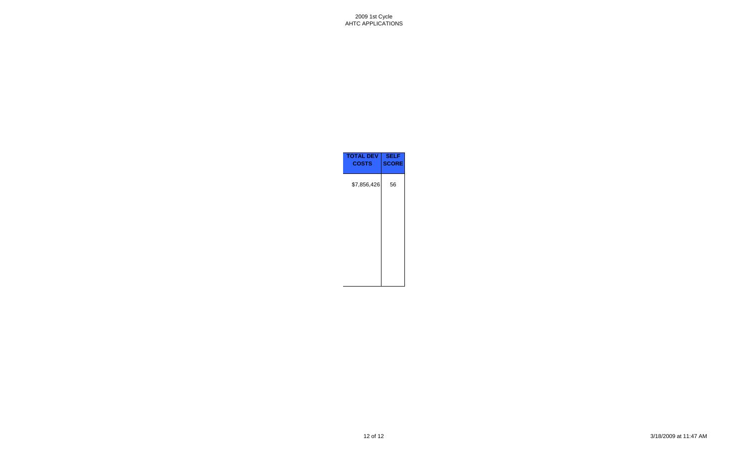2009 1st Cycle
AHTC APPLICATIONS

| TOTAL DEV COSTS | SELF SCORE |
| --- | --- |
| $7,856,426 | 56 |